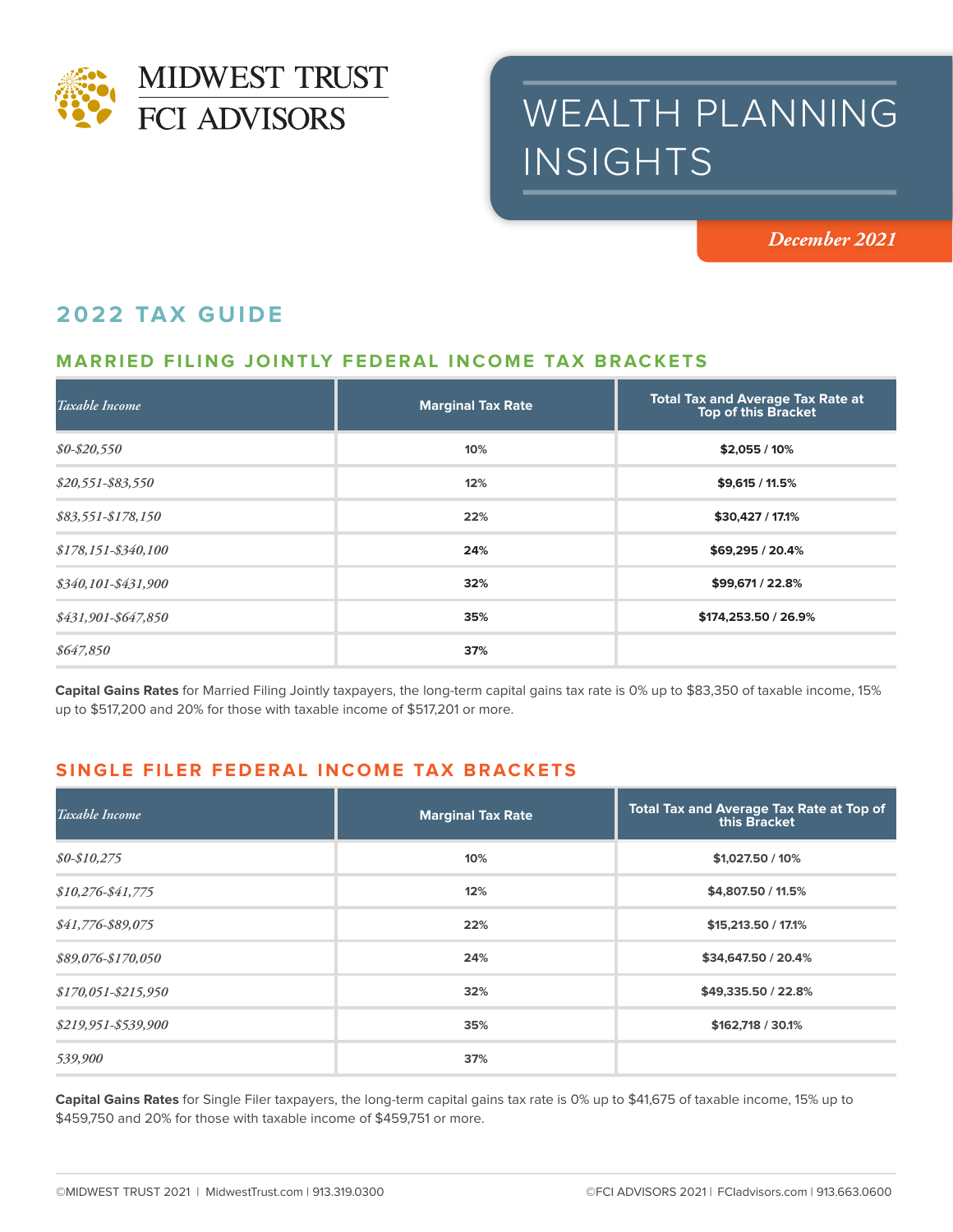MIDWEST TRUST
FCI ADVISORS

# WEALTH PLANNING INSIGHTS

*December 2021*

## 2022 TAX GUIDE

### MARRIED FILING JOINTLY FEDERAL INCOME TAX BRACKETS

| *Taxable Income* | Marginal Tax Rate | Total Tax and Average Tax Rate at Top of this Bracket |
|---|---|---|
| *$0-$20,550* | 10% | $2,055 / 10% |
| *$20,551-$83,550* | 12% | $9,615 / 11.5% |
| *$83,551-$178,150* | 22% | $30,427 / 17.1% |
| *$178,151-$340,100* | 24% | $69,295 / 20.4% |
| *$340,101-$431,900* | 32% | $99,671 / 22.8% |
| *$431,901-$647,850* | 35% | $174,253.50 / 26.9% |
| *$647,850* | 37% | |

**Capital Gains Rates** for Married Filing Jointly taxpayers, the long-term capital gains tax rate is 0% up to $83,350 of taxable income, 15% up to $517,200 and 20% for those with taxable income of $517,201 or more.

### SINGLE FILER FEDERAL INCOME TAX BRACKETS

| *Taxable Income* | Marginal Tax Rate | Total Tax and Average Tax Rate at Top of this Bracket |
|---|---|---|
| *$0-$10,275* | 10% | $1,027.50 / 10% |
| *$10,276-$41,775* | 12% | $4,807.50 / 11.5% |
| *$41,776-$89,075* | 22% | $15,213.50 / 17.1% |
| *$89,076-$170,050* | 24% | $34,647.50 / 20.4% |
| *$170,051-$215,950* | 32% | $49,335.50 / 22.8% |
| *$219,951-$539,900* | 35% | $162,718 / 30.1% |
| *539,900* | 37% | |

**Capital Gains Rates** for Single Filer taxpayers, the long-term capital gains tax rate is 0% up to $41,675 of taxable income, 15% up to $459,750 and 20% for those with taxable income of $459,751 or more.

©MIDWEST TRUST 2021 | MidwestTrust.com | 913.319.0300 ©FCI ADVISORS 2021 | FCIadvisors.com | 913.663.0600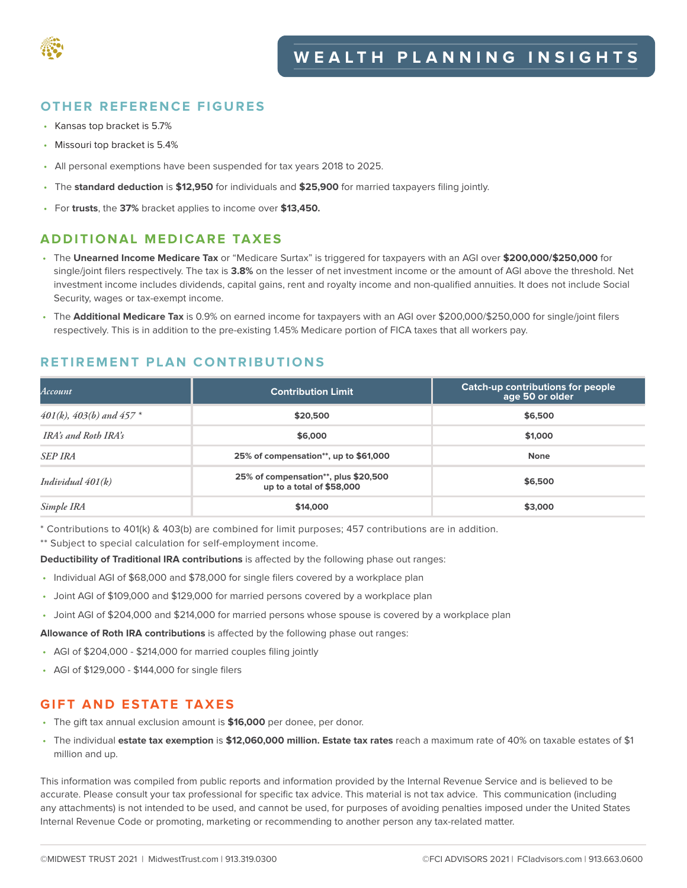## OTHER REFERENCE FIGURES

- Kansas top bracket is 5.7%
- Missouri top bracket is 5.4%
- All personal exemptions have been suspended for tax years 2018 to 2025.
- The **standard deduction** is **$12,950** for individuals and **$25,900** for married taxpayers filing jointly.
- For **trusts**, the **37%** bracket applies to income over **$13,450.**

## ADDITIONAL MEDICARE TAXES

- The **Unearned Income Medicare Tax** or "Medicare Surtax" is triggered for taxpayers with an AGI over **$200,000/$250,000** for single/joint filers respectively. The tax is **3.8%** on the lesser of net investment income or the amount of AGI above the threshold. Net investment income includes dividends, capital gains, rent and royalty income and non-qualified annuities. It does not include Social Security, wages or tax-exempt income.
- The **Additional Medicare Tax** is 0.9% on earned income for taxpayers with an AGI over $200,000/$250,000 for single/joint filers respectively. This is in addition to the pre-existing 1.45% Medicare portion of FICA taxes that all workers pay.

## RETIREMENT PLAN CONTRIBUTIONS

| *Account* | Contribution Limit | Catch-up contributions for people age 50 or older |
|---|---|---|
| *401(k), 403(b) and 457 \** | **$20,500** | **$6,500** |
| *IRA's and Roth IRA's* | **$6,000** | **$1,000** |
| *SEP IRA* | **25% of compensation\*\*, up to $61,000** | **None** |
| *Individual 401(k)* | **25% of compensation\*\*, plus $20,500 up to a total of $58,000** | **$6,500** |
| *Simple IRA* | **$14,000** | **$3,000** |

\* Contributions to 401(k) & 403(b) are combined for limit purposes; 457 contributions are in addition.

\*\* Subject to special calculation for self-employment income.

**Deductibility of Traditional IRA contributions** is affected by the following phase out ranges:

- Individual AGI of $68,000 and $78,000 for single filers covered by a workplace plan
- Joint AGI of $109,000 and $129,000 for married persons covered by a workplace plan
- Joint AGI of $204,000 and $214,000 for married persons whose spouse is covered by a workplace plan

**Allowance of Roth IRA contributions** is affected by the following phase out ranges:

- AGI of $204,000 - $214,000 for married couples filing jointly
- AGI of $129,000 - $144,000 for single filers

## GIFT AND ESTATE TAXES

- The gift tax annual exclusion amount is **$16,000** per donee, per donor.
- The individual **estate tax exemption** is **$12,060,000 million. Estate tax rates** reach a maximum rate of 40% on taxable estates of $1 million and up.

This information was compiled from public reports and information provided by the Internal Revenue Service and is believed to be accurate. Please consult your tax professional for specific tax advice. This material is not tax advice. This communication (including any attachments) is not intended to be used, and cannot be used, for purposes of avoiding penalties imposed under the United States Internal Revenue Code or promoting, marketing or recommending to another person any tax-related matter.